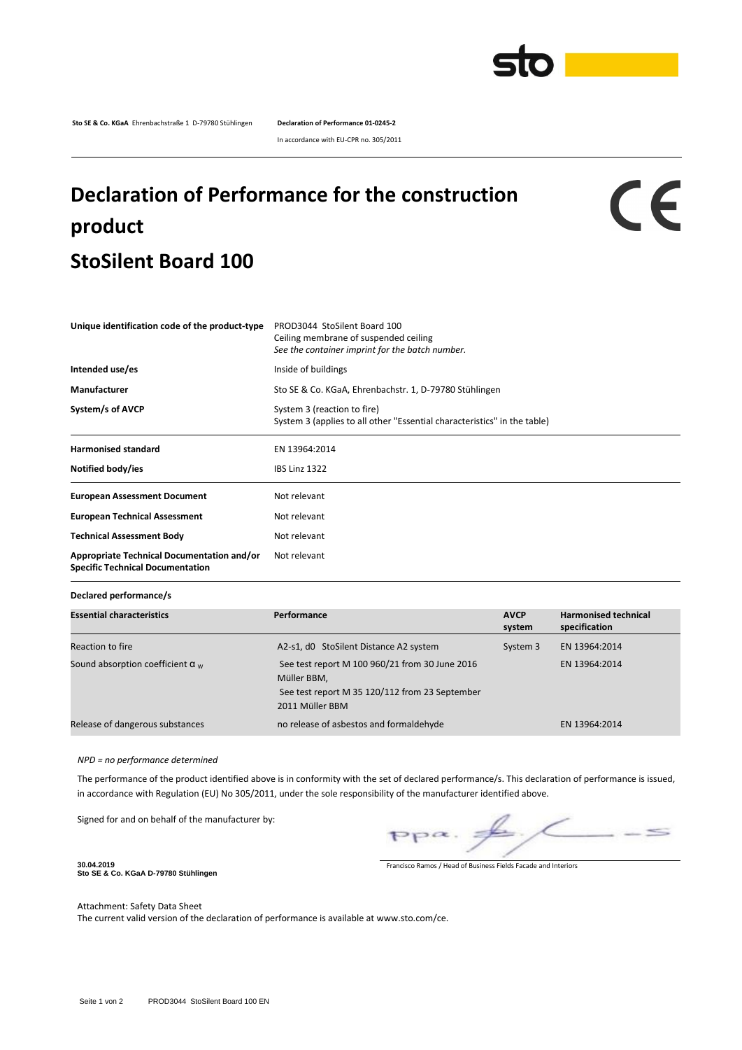**Sto SE & Co. KGaA** Ehrenbachstraße 1 D-79780 Stühlingen **Declaration of Performance 01-0245-2**

In accordance with EU-CPR no. 305/2011

# Declaration of Performance for the construction product

# StoSilent Board 100

CE

| | |
|---|---|
| **Unique identification code of the product-type** | PROD3044 StoSilent Board 100<br>Ceiling membrane of suspended ceiling<br>*See the container imprint for the batch number.* |
| **Intended use/es** | Inside of buildings |
| **Manufacturer** | Sto SE & Co. KGaA, Ehrenbachstr. 1, D-79780 Stühlingen |
| **System/s of AVCP** | System 3 (reaction to fire)<br>System 3 (applies to all other "Essential characteristics" in the table) |
| **Harmonised standard** | EN 13964:2014 |
| **Notified body/ies** | IBS Linz 1322 |
| **European Assessment Document** | Not relevant |
| **European Technical Assessment** | Not relevant |
| **Technical Assessment Body** | Not relevant |
| **Appropriate Technical Documentation and/or Specific Technical Documentation** | Not relevant |

**Declared performance/s**

| Essential characteristics | Performance | AVCP system | Harmonised technical specification |
|---|---|---|---|
| Reaction to fire | A2-s1, d0 StoSilent Distance A2 system | System 3 | EN 13964:2014 |
| Sound absorption coefficient $\alpha_w$ | See test report M 100 960/21 from 30 June 2016 Müller BBM,<br>See test report M 35 120/112 from 23 September 2011 Müller BBM | | EN 13964:2014 |
| Release of dangerous substances | no release of asbestos and formaldehyde | | EN 13964:2014 |

*NPD = no performance determined*

The performance of the product identified above is in conformity with the set of declared performance/s. This declaration of performance is issued, in accordance with Regulation (EU) No 305/2011, under the sole responsibility of the manufacturer identified above.

Signed for and on behalf of the manufacturer by:

ppa.

**30.04.2019**
**Sto SE & Co. KGaA D-79780 Stühlingen**

Francisco Ramos / Head of Business Fields Facade and Interiors

Attachment: Safety Data Sheet
The current valid version of the declaration of performance is available at www.sto.com/ce.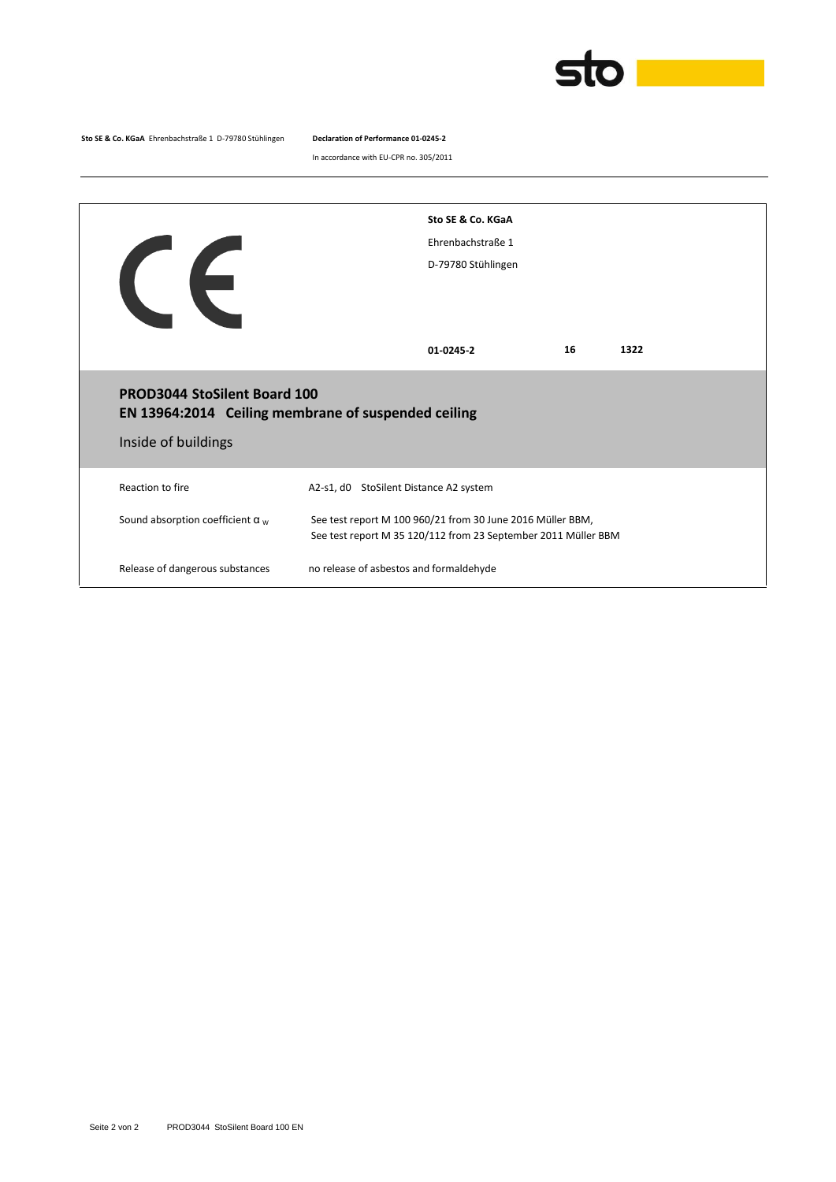**Sto SE & Co. KGaA** Ehrenbachstraße 1 D-79780 Stühlingen **Declaration of Performance 01-0245-2**

In accordance with EU-CPR no. 305/2011

CE

**Sto SE & Co. KGaA**

Ehrenbachstraße 1

D-79780 Stühlingen

**01-0245-2** **16** **1322**

## PROD3044 StoSilent Board 100

## EN 13964:2014 Ceiling membrane of suspended ceiling

Inside of buildings

| | |
|---|---|
| Reaction to fire | A2-s1, d0 StoSilent Distance A2 system |
| Sound absorption coefficient $\alpha_w$ | See test report M 100 960/21 from 30 June 2016 Müller BBM, See test report M 35 120/112 from 23 September 2011 Müller BBM |
| Release of dangerous substances | no release of asbestos and formaldehyde |